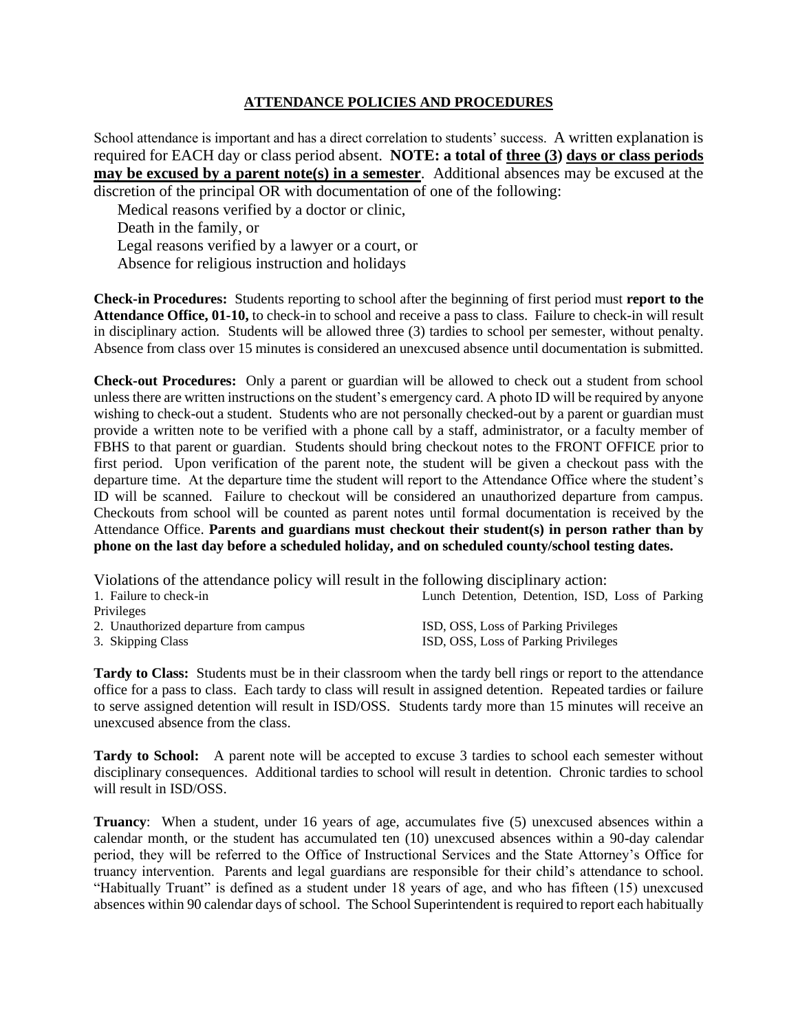## ATTENDANCE POLICIES AND PROCEDURES

School attendance is important and has a direct correlation to students' success. A written explanation is required for EACH day or class period absent. **NOTE: a total of <u>three (3)</u> <u>days or class periods may be excused by a parent note(s) in a semester</u>**. Additional absences may be excused at the discretion of the principal OR with documentation of one of the following:

Medical reasons verified by a doctor or clinic,
Death in the family, or
Legal reasons verified by a lawyer or a court, or
Absence for religious instruction and holidays

**Check-in Procedures:** Students reporting to school after the beginning of first period must **report to the Attendance Office, 01-10,** to check-in to school and receive a pass to class. Failure to check-in will result in disciplinary action. Students will be allowed three (3) tardies to school per semester, without penalty. Absence from class over 15 minutes is considered an unexcused absence until documentation is submitted.

**Check-out Procedures:** Only a parent or guardian will be allowed to check out a student from school unless there are written instructions on the student's emergency card. A photo ID will be required by anyone wishing to check-out a student. Students who are not personally checked-out by a parent or guardian must provide a written note to be verified with a phone call by a staff, administrator, or a faculty member of FBHS to that parent or guardian. Students should bring checkout notes to the FRONT OFFICE prior to first period. Upon verification of the parent note, the student will be given a checkout pass with the departure time. At the departure time the student will report to the Attendance Office where the student's ID will be scanned. Failure to checkout will be considered an unauthorized departure from campus. Checkouts from school will be counted as parent notes until formal documentation is received by the Attendance Office. **Parents and guardians must checkout their student(s) in person rather than by phone on the last day before a scheduled holiday, and on scheduled county/school testing dates.**

Violations of the attendance policy will result in the following disciplinary action:

| Violation | Disciplinary Action |
|---|---|
| 1. Failure to check-in | Lunch Detention, Detention, ISD, Loss of Parking Privileges |
| 2. Unauthorized departure from campus | ISD, OSS, Loss of Parking Privileges |
| 3. Skipping Class | ISD, OSS, Loss of Parking Privileges |

**Tardy to Class:** Students must be in their classroom when the tardy bell rings or report to the attendance office for a pass to class. Each tardy to class will result in assigned detention. Repeated tardies or failure to serve assigned detention will result in ISD/OSS. Students tardy more than 15 minutes will receive an unexcused absence from the class.

**Tardy to School:** A parent note will be accepted to excuse 3 tardies to school each semester without disciplinary consequences. Additional tardies to school will result in detention. Chronic tardies to school will result in ISD/OSS.

**Truancy**: When a student, under 16 years of age, accumulates five (5) unexcused absences within a calendar month, or the student has accumulated ten (10) unexcused absences within a 90-day calendar period, they will be referred to the Office of Instructional Services and the State Attorney's Office for truancy intervention. Parents and legal guardians are responsible for their child's attendance to school. "Habitually Truant" is defined as a student under 18 years of age, and who has fifteen (15) unexcused absences within 90 calendar days of school. The School Superintendent is required to report each habitually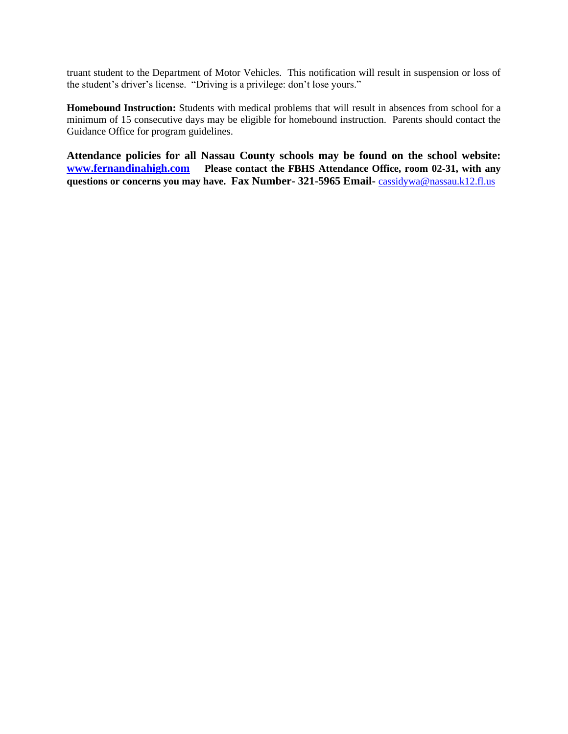truant student to the Department of Motor Vehicles. This notification will result in suspension or loss of the student's driver's license. "Driving is a privilege: don't lose yours."

**Homebound Instruction:** Students with medical problems that will result in absences from school for a minimum of 15 consecutive days may be eligible for homebound instruction. Parents should contact the Guidance Office for program guidelines.

**Attendance policies for all Nassau County schools may be found on the school website: [www.fernandinahigh.com](http://www.fernandinahigh.com) Please contact the FBHS Attendance Office, room 02-31, with any questions or concerns you may have. Fax Number- 321-5965 Email-** cassidywa@nassau.k12.fl.us